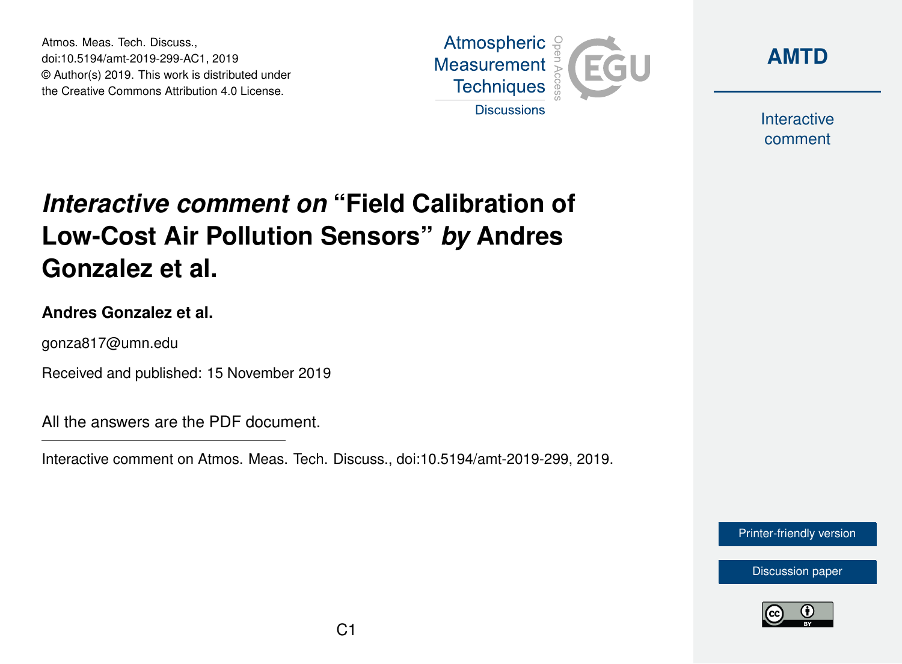Atmos. Meas. Tech. Discuss.,
doi:10.5194/amt-2019-299-AC1, 2019
© Author(s) 2019. This work is distributed under
the Creative Commons Attribution 4.0 License.

# *Interactive comment on* "Field Calibration of Low-Cost Air Pollution Sensors" *by* Andres Gonzalez et al.

**Andres Gonzalez et al.**

gonza817@umn.edu

Received and published: 15 November 2019

All the answers are the PDF document.

---

Interactive comment on Atmos. Meas. Tech. Discuss., doi:10.5194/amt-2019-299, 2019.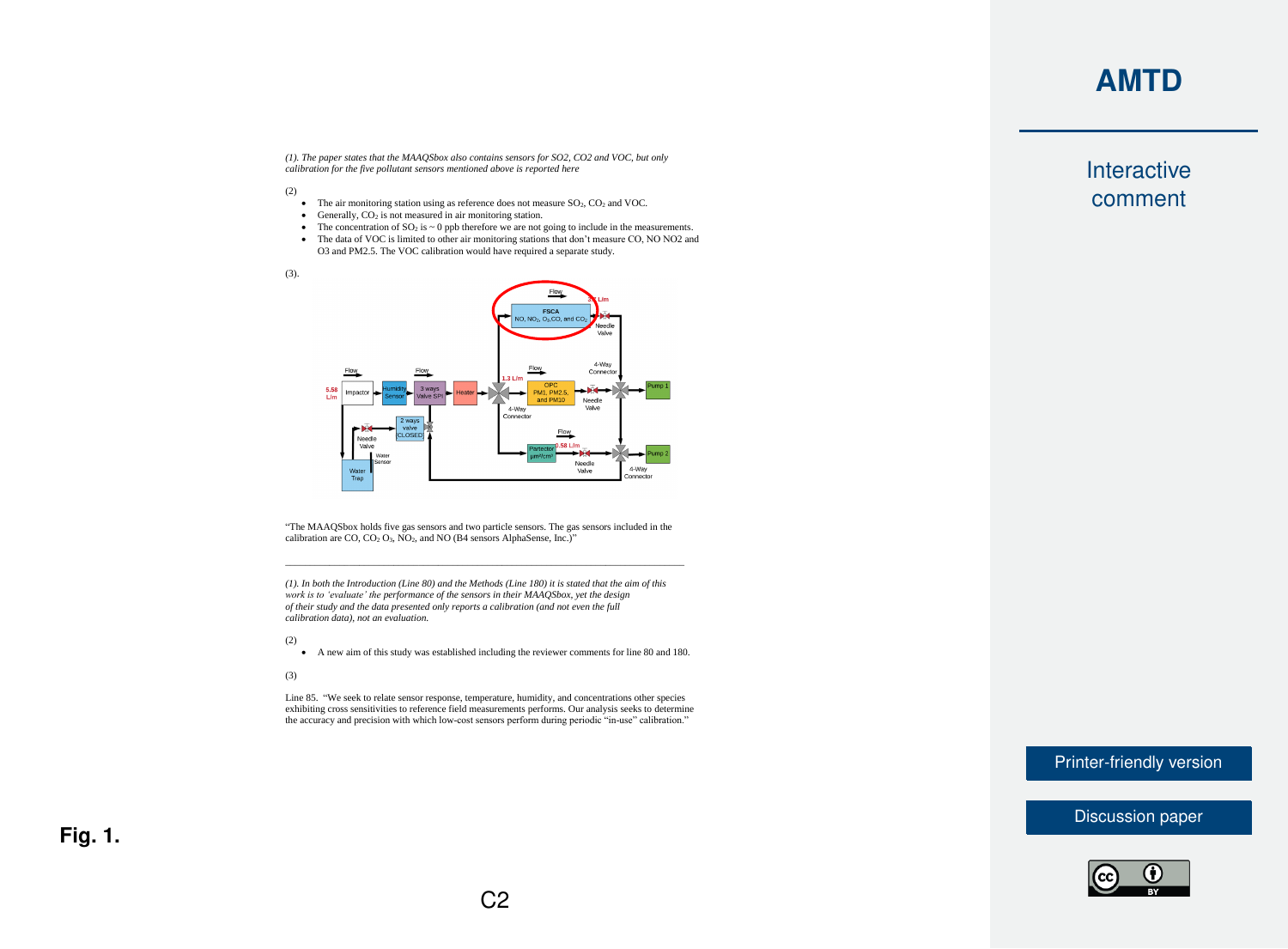*(1). The paper states that the MAAQSbox also contains sensors for SO2, CO2 and VOC, but only calibration for the five pollutant sensors mentioned above is reported here*

(2)

- The air monitoring station using as reference does not measure $SO_2$, $CO_2$ and VOC.
- Generally, $CO_2$ is not measured in air monitoring station.
- The concentration of $SO_2$ is ~ 0 ppb therefore we are not going to include in the measurements.
- The data of VOC is limited to other air monitoring stations that don't measure CO, NO NO2 and O3 and PM2.5. The VOC calibration would have required a separate study.

(3).

Flow
3.7 L/m
FSCA
NO, $NO_2$, $O_3$,CO, and $CO_2$
Needle Valve
4-Way Connector
Flow
Flow
Flow
5.58 L/m
Impactor
Humidity Sensor
3 ways Valve SPI
Heater
1.3 L/m
OPC PM1, PM2.5, and PM10
Needle Valve
Pump 1
4-Way Connector
2 ways valve (CLOSED)
Needle Valve
Water Sensor
Water Trap
Flow
Partector $\mu m^2/cm^3$
0.58 L/m
Needle Valve
Pump 2
4-Way Connector

"The MAAQSbox holds five gas sensors and two particle sensors. The gas sensors included in the calibration are CO, $CO_2$ $O_3$, $NO_2$, and NO (B4 sensors AlphaSense, Inc.)"

---

*(1). In both the Introduction (Line 80) and the Methods (Line 180) it is stated that the aim of this work is to 'evaluate' the performance of the sensors in their MAAQSbox, yet the design of their study and the data presented only reports a calibration (and not even the full calibration data), not an evaluation.*

(2)

- A new aim of this study was established including the reviewer comments for line 80 and 180.

(3)

Line 85. "We seek to relate sensor response, temperature, humidity, and concentrations other species exhibiting cross sensitivities to reference field measurements performs. Our analysis seeks to determine the accuracy and precision with which low-cost sensors perform during periodic "in-use" calibration."

**Fig. 1.**